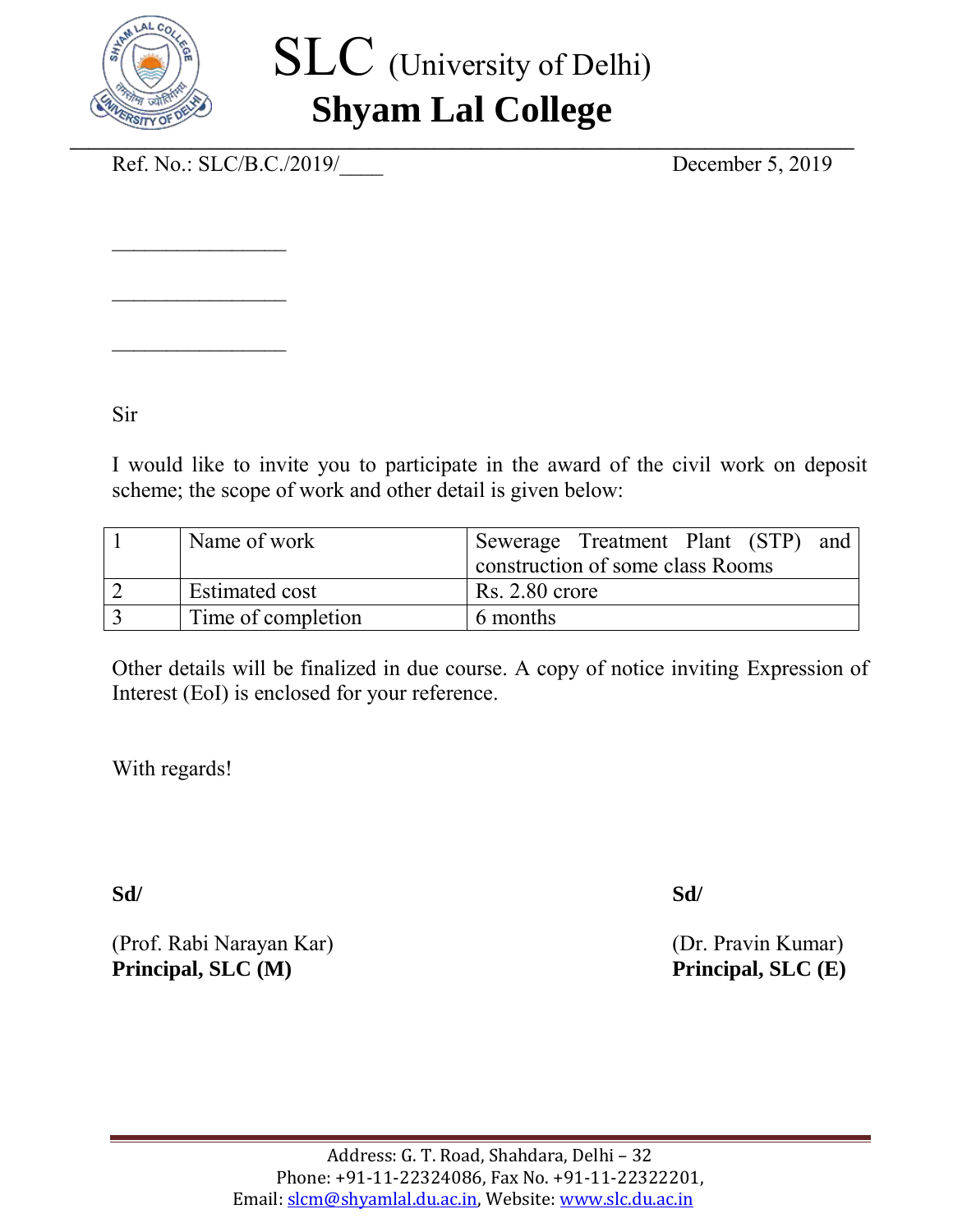# SLC (University of Delhi)

## Shyam Lal College

Ref. No.: SLC/B.C./2019/____ December 5, 2019

________________

________________

________________

Sir

I would like to invite you to participate in the award of the civil work on deposit scheme; the scope of work and other detail is given below:

| | | |
|---|---|---|
| 1 | Name of work | Sewerage Treatment Plant (STP) and construction of some class Rooms |
| 2 | Estimated cost | Rs. 2.80 crore |
| 3 | Time of completion | 6 months |

Other details will be finalized in due course. A copy of notice inviting Expression of Interest (EoI) is enclosed for your reference.

With regards!

**Sd/**

(Prof. Rabi Narayan Kar)
**Principal, SLC (M)**

**Sd/**

(Dr. Pravin Kumar)
**Principal, SLC (E)**

Address: G. T. Road, Shahdara, Delhi – 32
Phone: +91-11-22324086, Fax No. +91-11-22322201,
Email: slcm@shyamlal.du.ac.in, Website: www.slc.du.ac.in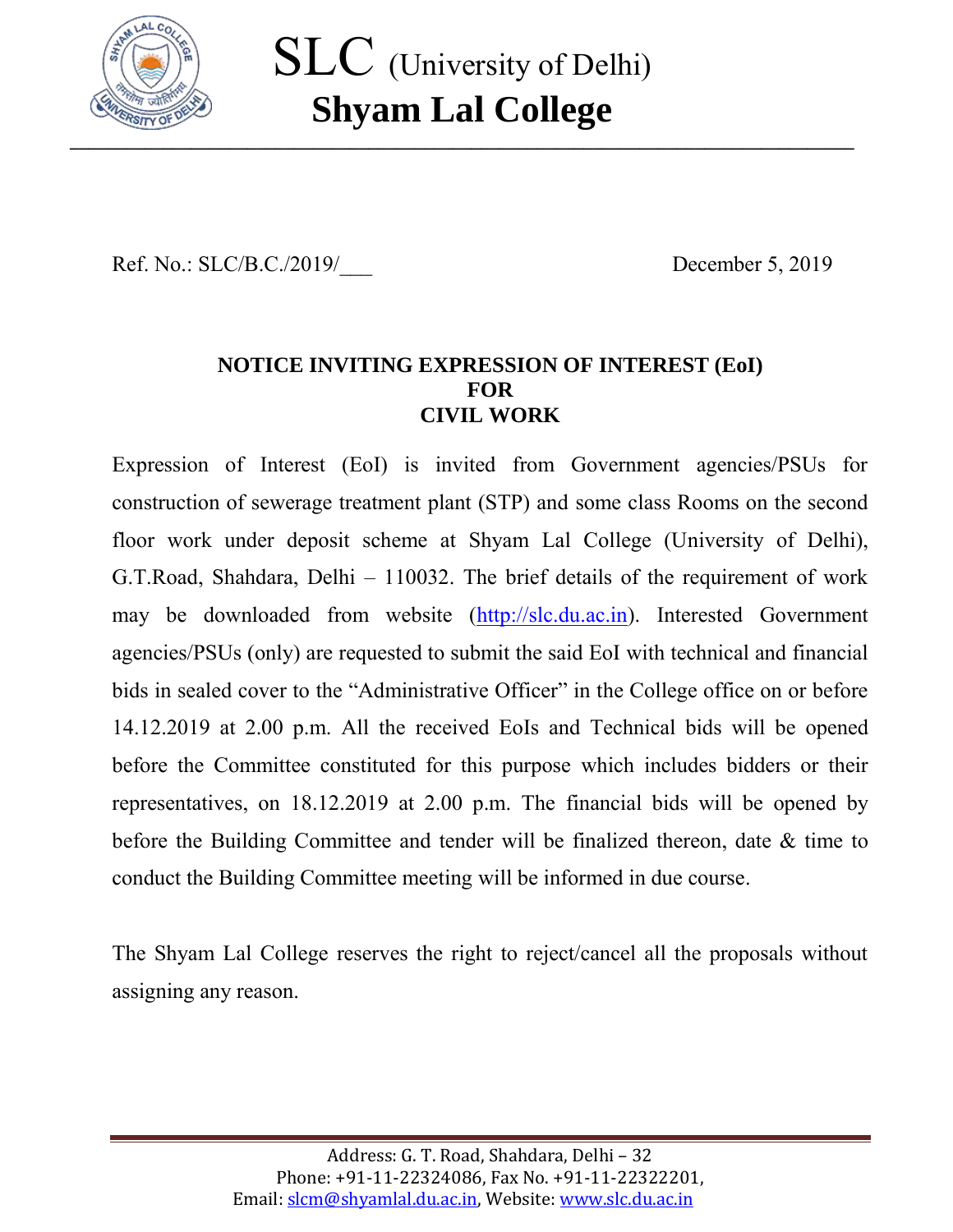# SLC (University of Delhi)
# Shyam Lal College

Ref. No.: SLC/B.C./2019/___ December 5, 2019

**NOTICE INVITING EXPRESSION OF INTEREST (EoI)**
**FOR**
**CIVIL WORK**

Expression of Interest (EoI) is invited from Government agencies/PSUs for construction of sewerage treatment plant (STP) and some class Rooms on the second floor work under deposit scheme at Shyam Lal College (University of Delhi), G.T.Road, Shahdara, Delhi – 110032. The brief details of the requirement of work may be downloaded from website (http://slc.du.ac.in). Interested Government agencies/PSUs (only) are requested to submit the said EoI with technical and financial bids in sealed cover to the "Administrative Officer" in the College office on or before 14.12.2019 at 2.00 p.m. All the received EoIs and Technical bids will be opened before the Committee constituted for this purpose which includes bidders or their representatives, on 18.12.2019 at 2.00 p.m. The financial bids will be opened by before the Building Committee and tender will be finalized thereon, date & time to conduct the Building Committee meeting will be informed in due course.

The Shyam Lal College reserves the right to reject/cancel all the proposals without assigning any reason.

Address: G. T. Road, Shahdara, Delhi – 32
Phone: +91-11-22324086, Fax No. +91-11-22322201,
Email: slcm@shyamlal.du.ac.in, Website: www.slc.du.ac.in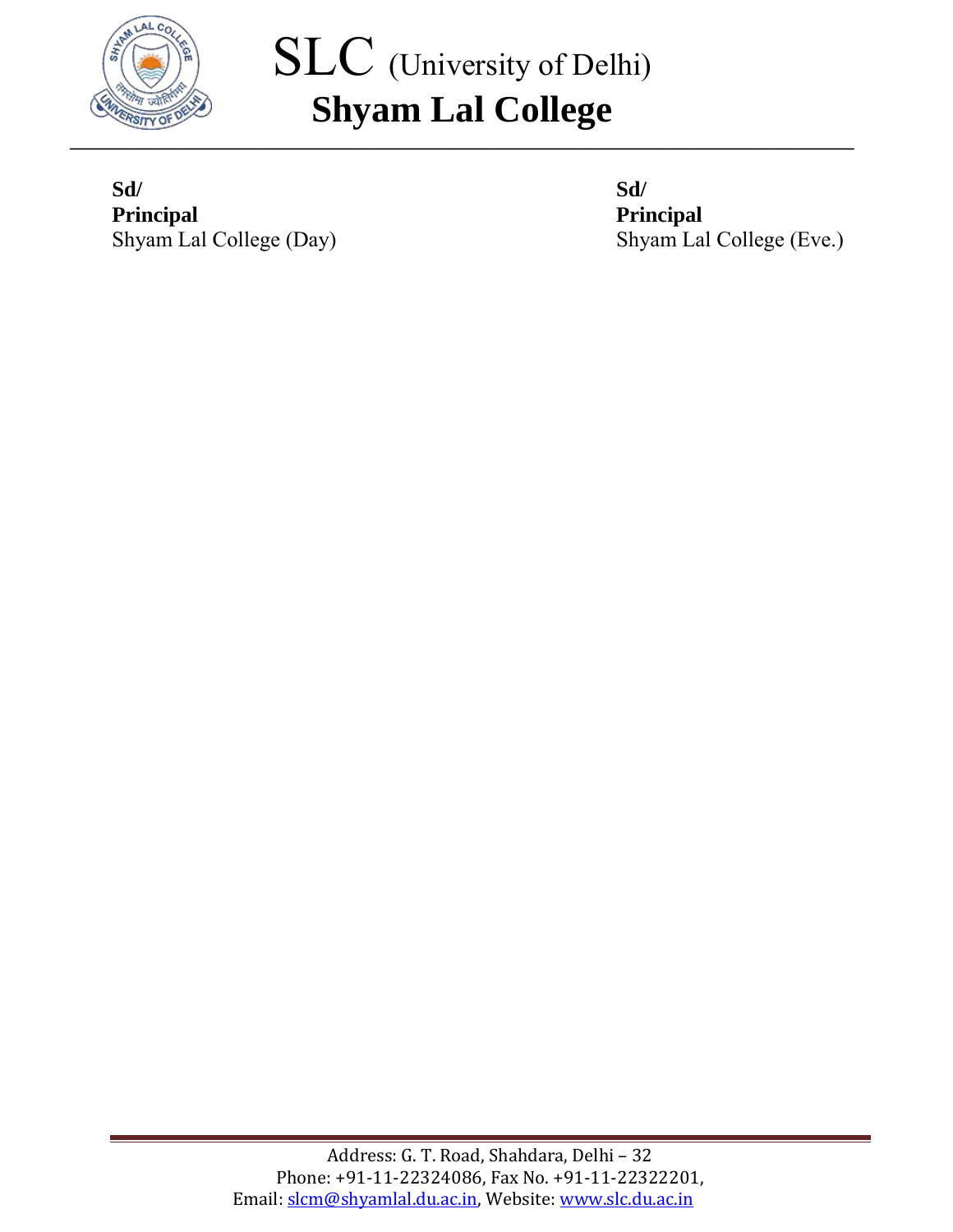**Sd/**
**Principal**
Shyam Lal College (Day)

**Sd/**
**Principal**
Shyam Lal College (Eve.)